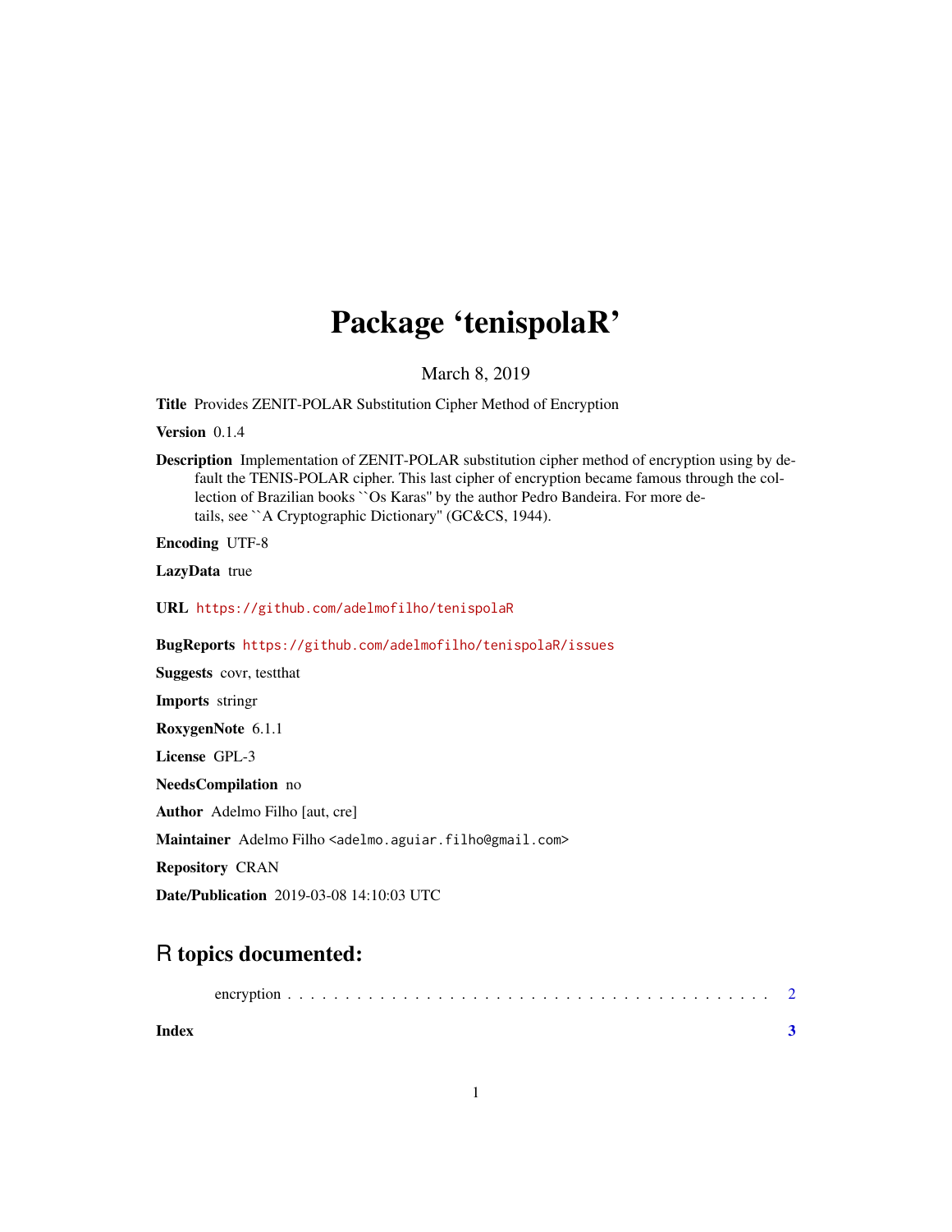# Package 'tenispolaR'

March 8, 2019

**Title** Provides ZENIT-POLAR Substitution Cipher Method of Encryption

**Version** 0.1.4

**Description** Implementation of ZENIT-POLAR substitution cipher method of encryption using by default the TENIS-POLAR cipher. This last cipher of encryption became famous through the collection of Brazilian books ``Os Karas'' by the author Pedro Bandeira. For more details, see ``A Cryptographic Dictionary'' (GC&CS, 1944).

**Encoding** UTF-8

**LazyData** true

**URL** https://github.com/adelmofilho/tenispolaR

**BugReports** https://github.com/adelmofilho/tenispolaR/issues

**Suggests** covr, testthat

**Imports** stringr

**RoxygenNote** 6.1.1

**License** GPL-3

**NeedsCompilation** no

**Author** Adelmo Filho [aut, cre]

**Maintainer** Adelmo Filho <adelmo.aguiar.filho@gmail.com>

**Repository** CRAN

**Date/Publication** 2019-03-08 14:10:03 UTC

## R topics documented:

encryption . . . . . . . . . . . . . . . . . . . . . . . . . . . . . . . . . . . . . . . . . 2

**Index** **3**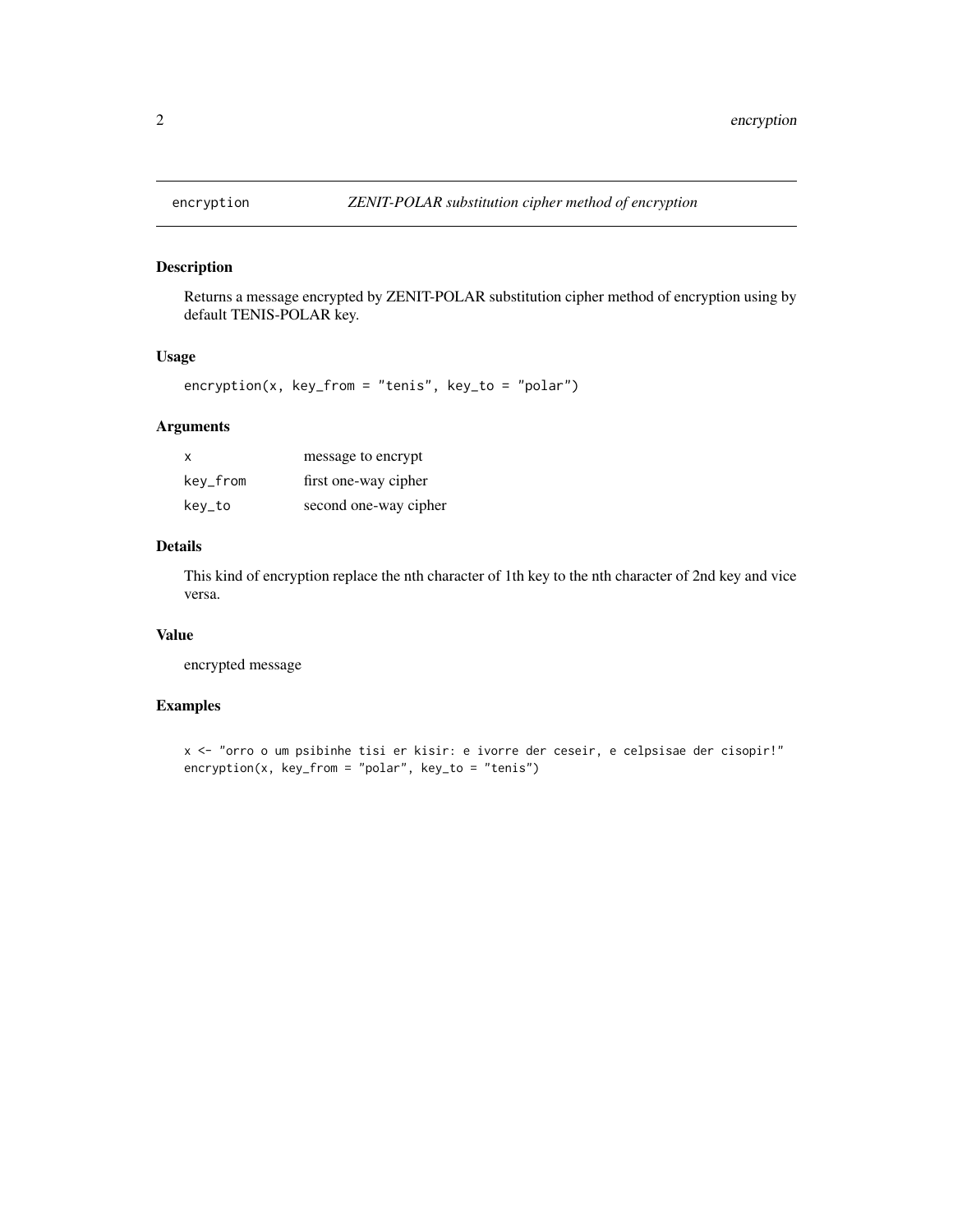## encryption — *ZENIT-POLAR substitution cipher method of encryption*

### Description

Returns a message encrypted by ZENIT-POLAR substitution cipher method of encryption using by default TENIS-POLAR key.

### Usage

```
encryption(x, key_from = "tenis", key_to = "polar")
```

### Arguments

| | |
|---|---|
| x | message to encrypt |
| key_from | first one-way cipher |
| key_to | second one-way cipher |

### Details

This kind of encryption replace the nth character of 1th key to the nth character of 2nd key and vice versa.

### Value

encrypted message

### Examples

```
x <- "orro o um psibinhe tisi er kisir: e ivorre der ceseir, e celpsisae der cisopir!"
encryption(x, key_from = "polar", key_to = "tenis")
```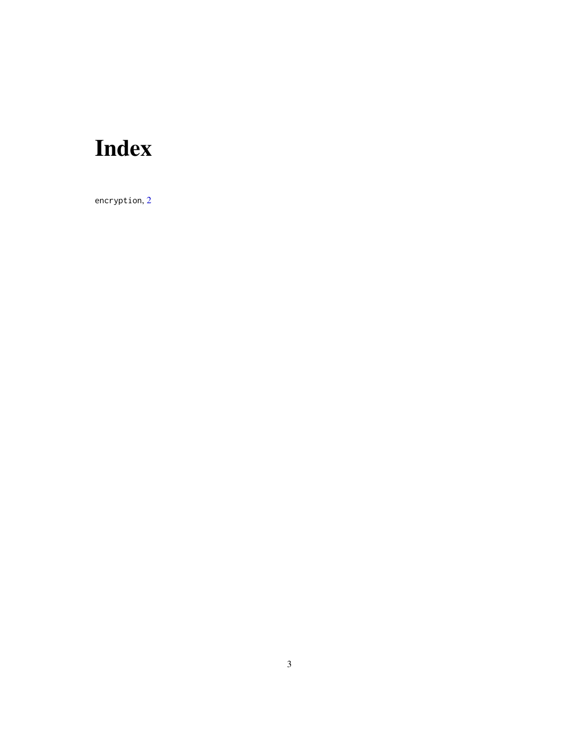# Index

`encryption`, 2